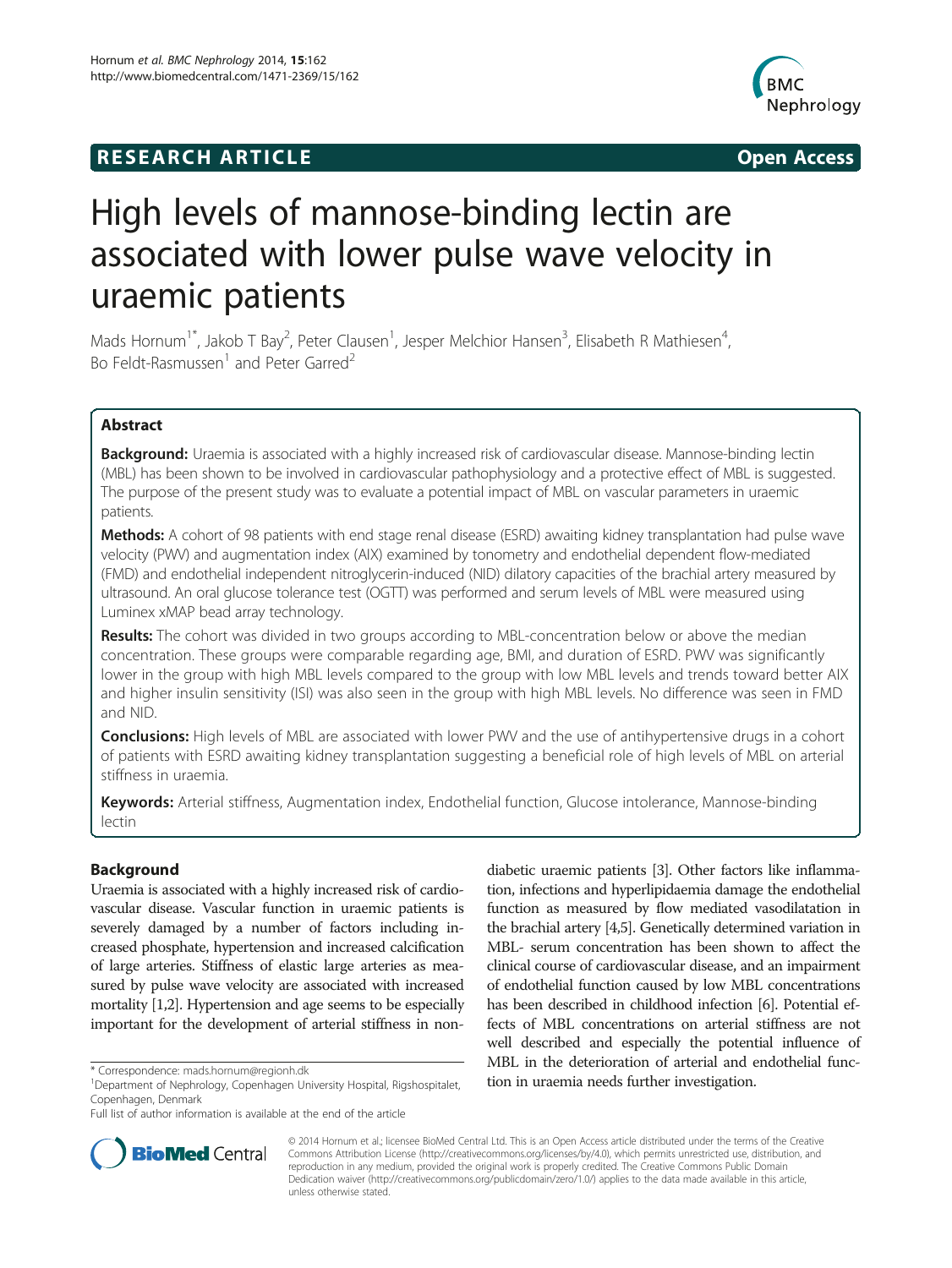RESEARCH ARTICLE **Open Access**

# High levels of mannose-binding lectin are associated with lower pulse wave velocity in uraemic patients

Mads Hornum[1*], Jakob T Bay[2], Peter Clausen[1], Jesper Melchior Hansen[3], Elisabeth R Mathiesen[4], Bo Feldt-Rasmussen[1] and Peter Garred[2]

## Abstract

**Background:** Uraemia is associated with a highly increased risk of cardiovascular disease. Mannose-binding lectin (MBL) has been shown to be involved in cardiovascular pathophysiology and a protective effect of MBL is suggested. The purpose of the present study was to evaluate a potential impact of MBL on vascular parameters in uraemic patients.

**Methods:** A cohort of 98 patients with end stage renal disease (ESRD) awaiting kidney transplantation had pulse wave velocity (PWV) and augmentation index (AIX) examined by tonometry and endothelial dependent flow-mediated (FMD) and endothelial independent nitroglycerin-induced (NID) dilatory capacities of the brachial artery measured by ultrasound. An oral glucose tolerance test (OGTT) was performed and serum levels of MBL were measured using Luminex xMAP bead array technology.

**Results:** The cohort was divided in two groups according to MBL-concentration below or above the median concentration. These groups were comparable regarding age, BMI, and duration of ESRD. PWV was significantly lower in the group with high MBL levels compared to the group with low MBL levels and trends toward better AIX and higher insulin sensitivity (ISI) was also seen in the group with high MBL levels. No difference was seen in FMD and NID.

**Conclusions:** High levels of MBL are associated with lower PWV and the use of antihypertensive drugs in a cohort of patients with ESRD awaiting kidney transplantation suggesting a beneficial role of high levels of MBL on arterial stiffness in uraemia.

**Keywords:** Arterial stiffness, Augmentation index, Endothelial function, Glucose intolerance, Mannose-binding lectin

## Background

Uraemia is associated with a highly increased risk of cardiovascular disease. Vascular function in uraemic patients is severely damaged by a number of factors including increased phosphate, hypertension and increased calcification of large arteries. Stiffness of elastic large arteries as measured by pulse wave velocity are associated with increased mortality [1,2]. Hypertension and age seems to be especially important for the development of arterial stiffness in non-diabetic uraemic patients [3]. Other factors like inflammation, infections and hyperlipidaemia damage the endothelial function as measured by flow mediated vasodilatation in the brachial artery [4,5]. Genetically determined variation in MBL- serum concentration has been shown to affect the clinical course of cardiovascular disease, and an impairment of endothelial function caused by low MBL concentrations has been described in childhood infection [6]. Potential effects of MBL concentrations on arterial stiffness are not well described and especially the potential influence of MBL in the deterioration of arterial and endothelial function in uraemia needs further investigation.

* Correspondence: mads.hornum@regionh.dk

[1]Department of Nephrology, Copenhagen University Hospital, Rigshospitalet, Copenhagen, Denmark

Full list of author information is available at the end of the article

© 2014 Hornum et al.; licensee BioMed Central Ltd. This is an Open Access article distributed under the terms of the Creative Commons Attribution License (http://creativecommons.org/licenses/by/4.0), which permits unrestricted use, distribution, and reproduction in any medium, provided the original work is properly credited. The Creative Commons Public Domain Dedication waiver (http://creativecommons.org/publicdomain/zero/1.0/) applies to the data made available in this article, unless otherwise stated.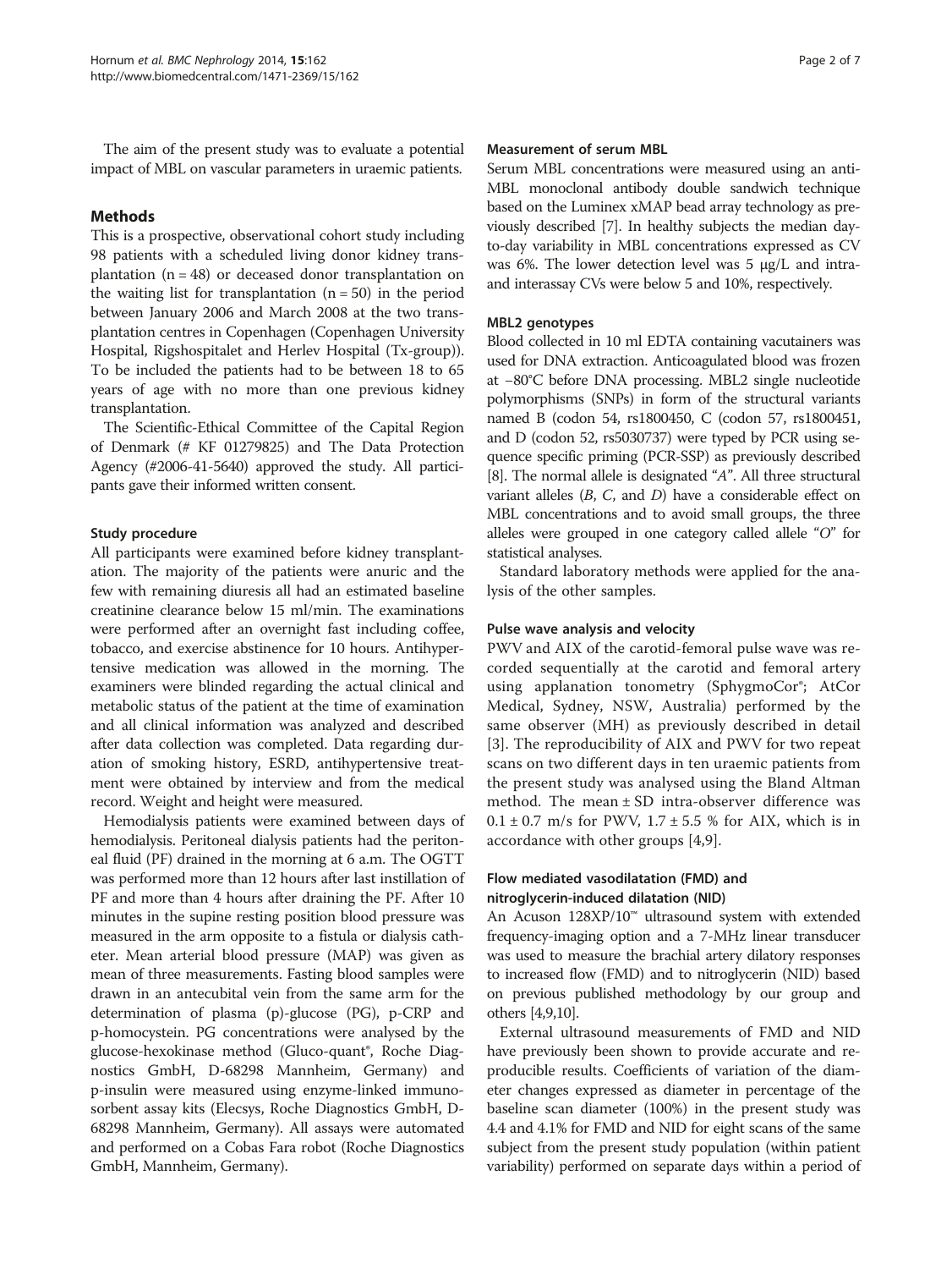The aim of the present study was to evaluate a potential impact of MBL on vascular parameters in uraemic patients.

## Methods

This is a prospective, observational cohort study including 98 patients with a scheduled living donor kidney transplantation (n = 48) or deceased donor transplantation on the waiting list for transplantation (n = 50) in the period between January 2006 and March 2008 at the two transplantation centres in Copenhagen (Copenhagen University Hospital, Rigshospitalet and Herlev Hospital (Tx-group)). To be included the patients had to be between 18 to 65 years of age with no more than one previous kidney transplantation.

The Scientific-Ethical Committee of the Capital Region of Denmark (# KF 01279825) and The Data Protection Agency (#2006-41-5640) approved the study. All participants gave their informed written consent.

### Study procedure

All participants were examined before kidney transplantation. The majority of the patients were anuric and the few with remaining diuresis all had an estimated baseline creatinine clearance below 15 ml/min. The examinations were performed after an overnight fast including coffee, tobacco, and exercise abstinence for 10 hours. Antihypertensive medication was allowed in the morning. The examiners were blinded regarding the actual clinical and metabolic status of the patient at the time of examination and all clinical information was analyzed and described after data collection was completed. Data regarding duration of smoking history, ESRD, antihypertensive treatment were obtained by interview and from the medical record. Weight and height were measured.

Hemodialysis patients were examined between days of hemodialysis. Peritoneal dialysis patients had the peritoneal fluid (PF) drained in the morning at 6 a.m. The OGTT was performed more than 12 hours after last instillation of PF and more than 4 hours after draining the PF. After 10 minutes in the supine resting position blood pressure was measured in the arm opposite to a fistula or dialysis catheter. Mean arterial blood pressure (MAP) was given as mean of three measurements. Fasting blood samples were drawn in an antecubital vein from the same arm for the determination of plasma (p)-glucose (PG), p-CRP and p-homocystein. PG concentrations were analysed by the glucose-hexokinase method (Gluco-quant®, Roche Diagnostics GmbH, D-68298 Mannheim, Germany) and p-insulin were measured using enzyme-linked immunosorbent assay kits (Elecsys, Roche Diagnostics GmbH, D-68298 Mannheim, Germany). All assays were automated and performed on a Cobas Fara robot (Roche Diagnostics GmbH, Mannheim, Germany).

### Measurement of serum MBL

Serum MBL concentrations were measured using an anti-MBL monoclonal antibody double sandwich technique based on the Luminex xMAP bead array technology as previously described [7]. In healthy subjects the median day-to-day variability in MBL concentrations expressed as CV was 6%. The lower detection level was 5 μg/L and intra- and interassay CVs were below 5 and 10%, respectively.

### MBL2 genotypes

Blood collected in 10 ml EDTA containing vacutainers was used for DNA extraction. Anticoagulated blood was frozen at −80°C before DNA processing. MBL2 single nucleotide polymorphisms (SNPs) in form of the structural variants named B (codon 54, rs1800450, C (codon 57, rs1800451, and D (codon 52, rs5030737) were typed by PCR using sequence specific priming (PCR-SSP) as previously described [8]. The normal allele is designated "*A*". All three structural variant alleles (*B*, *C*, and *D*) have a considerable effect on MBL concentrations and to avoid small groups, the three alleles were grouped in one category called allele "*O*" for statistical analyses.

Standard laboratory methods were applied for the analysis of the other samples.

### Pulse wave analysis and velocity

PWV and AIX of the carotid-femoral pulse wave was recorded sequentially at the carotid and femoral artery using applanation tonometry (SphygmoCor®; AtCor Medical, Sydney, NSW, Australia) performed by the same observer (MH) as previously described in detail [3]. The reproducibility of AIX and PWV for two repeat scans on two different days in ten uraemic patients from the present study was analysed using the Bland Altman method. The mean ± SD intra-observer difference was 0.1 ± 0.7 m/s for PWV, 1.7 ± 5.5 % for AIX, which is in accordance with other groups [4,9].

### Flow mediated vasodilatation (FMD) and nitroglycerin-induced dilatation (NID)

An Acuson 128XP/10™ ultrasound system with extended frequency-imaging option and a 7-MHz linear transducer was used to measure the brachial artery dilatory responses to increased flow (FMD) and to nitroglycerin (NID) based on previous published methodology by our group and others [4,9,10].

External ultrasound measurements of FMD and NID have previously been shown to provide accurate and reproducible results. Coefficients of variation of the diameter changes expressed as diameter in percentage of the baseline scan diameter (100%) in the present study was 4.4 and 4.1% for FMD and NID for eight scans of the same subject from the present study population (within patient variability) performed on separate days within a period of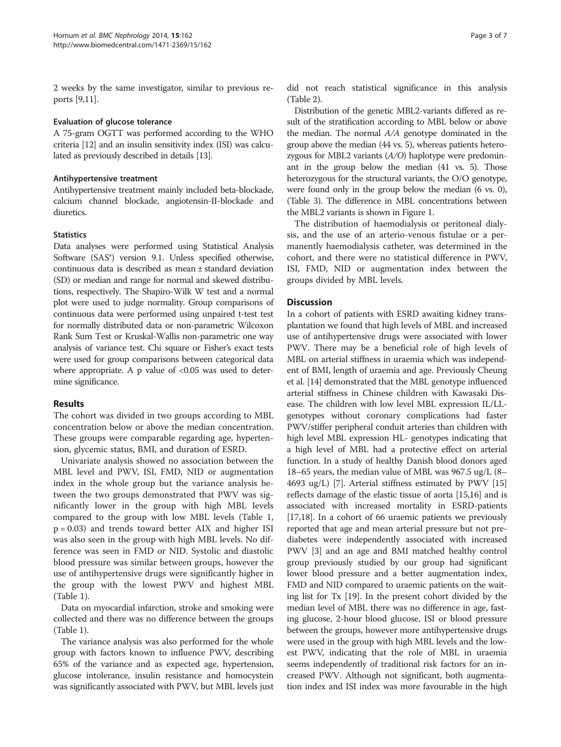2 weeks by the same investigator, similar to previous reports [9,11].

#### Evaluation of glucose tolerance

A 75-gram OGTT was performed according to the WHO criteria [12] and an insulin sensitivity index (ISI) was calculated as previously described in details [13].

#### Antihypertensive treatment

Antihypertensive treatment mainly included beta-blockade, calcium channel blockade, angiotensin-II-blockade and diuretics.

#### Statistics

Data analyses were performed using Statistical Analysis Software (SAS®) version 9.1. Unless specified otherwise, continuous data is described as mean ± standard deviation (SD) or median and range for normal and skewed distributions, respectively. The Shapiro-Wilk W test and a normal plot were used to judge normality. Group comparisons of continuous data were performed using unpaired t-test test for normally distributed data or non-parametric Wilcoxon Rank Sum Test or Kruskal-Wallis non-parametric one way analysis of variance test. Chi square or Fisher's exact tests were used for group comparisons between categorical data where appropriate. A p value of <0.05 was used to determine significance.

## Results

The cohort was divided in two groups according to MBL concentration below or above the median concentration. These groups were comparable regarding age, hypertension, glycemic status, BMI, and duration of ESRD.

Univariate analysis showed no association between the MBL level and PWV, ISI, FMD, NID or augmentation index in the whole group but the variance analysis between the two groups demonstrated that PWV was significantly lower in the group with high MBL levels compared to the group with low MBL levels (Table 1, p = 0.03) and trends toward better AIX and higher ISI was also seen in the group with high MBL levels. No difference was seen in FMD or NID. Systolic and diastolic blood pressure was similar between groups, however the use of antihypertensive drugs were significantly higher in the group with the lowest PWV and highest MBL (Table 1).

Data on myocardial infarction, stroke and smoking were collected and there was no difference between the groups (Table 1).

The variance analysis was also performed for the whole group with factors known to influence PWV, describing 65% of the variance and as expected age, hypertension, glucose intolerance, insulin resistance and homocystein was significantly associated with PWV, but MBL levels just did not reach statistical significance in this analysis (Table 2).

Distribution of the genetic MBL2-variants differed as result of the stratification according to MBL below or above the median. The normal *A/A* genotype dominated in the group above the median (44 vs. 5), whereas patients heterozygous for MBL2 variants (*A/O*) haplotype were predominant in the group below the median (41 vs. 5). Those heterozygous for the structural variants, the O/O genotype, were found only in the group below the median (6 vs. 0), (Table 3). The difference in MBL concentrations between the MBL2 variants is shown in Figure 1.

The distribution of haemodialysis or peritoneal dialysis, and the use of an arterio-venous fistulae or a permanently haemodialysis catheter, was determined in the cohort, and there were no statistical difference in PWV, ISI, FMD, NID or augmentation index between the groups divided by MBL levels.

## Discussion

In a cohort of patients with ESRD awaiting kidney transplantation we found that high levels of MBL and increased use of antihypertensive drugs were associated with lower PWV. There may be a beneficial role of high levels of MBL on arterial stiffness in uraemia which was independent of BMI, length of uraemia and age. Previously Cheung et al. [14] demonstrated that the MBL genotype influenced arterial stiffness in Chinese children with Kawasaki Disease. The children with low level MBL expression IL/LL-genotypes without coronary complications had faster PWV/stiffer peripheral conduit arteries than children with high level MBL expression HL- genotypes indicating that a high level of MBL had a protective effect on arterial function. In a study of healthy Danish blood donors aged 18–65 years, the median value of MBL was 967.5 ug/L (8–4693 ug/L) [7]. Arterial stiffness estimated by PWV [15] reflects damage of the elastic tissue of aorta [15,16] and is associated with increased mortality in ESRD-patients [17,18]. In a cohort of 66 uraemic patients we previously reported that age and mean arterial pressure but not prediabetes were independently associated with increased PWV [3] and an age and BMI matched healthy control group previously studied by our group had significant lower blood pressure and a better augmentation index, FMD and NID compared to uraemic patients on the waiting list for Tx [19]. In the present cohort divided by the median level of MBL there was no difference in age, fasting glucose, 2-hour blood glucose, ISI or blood pressure between the groups, however more antihypertensive drugs were used in the group with high MBL levels and the lowest PWV, indicating that the role of MBL in uraemia seems independently of traditional risk factors for an increased PWV. Although not significant, both augmentation index and ISI index was more favourable in the high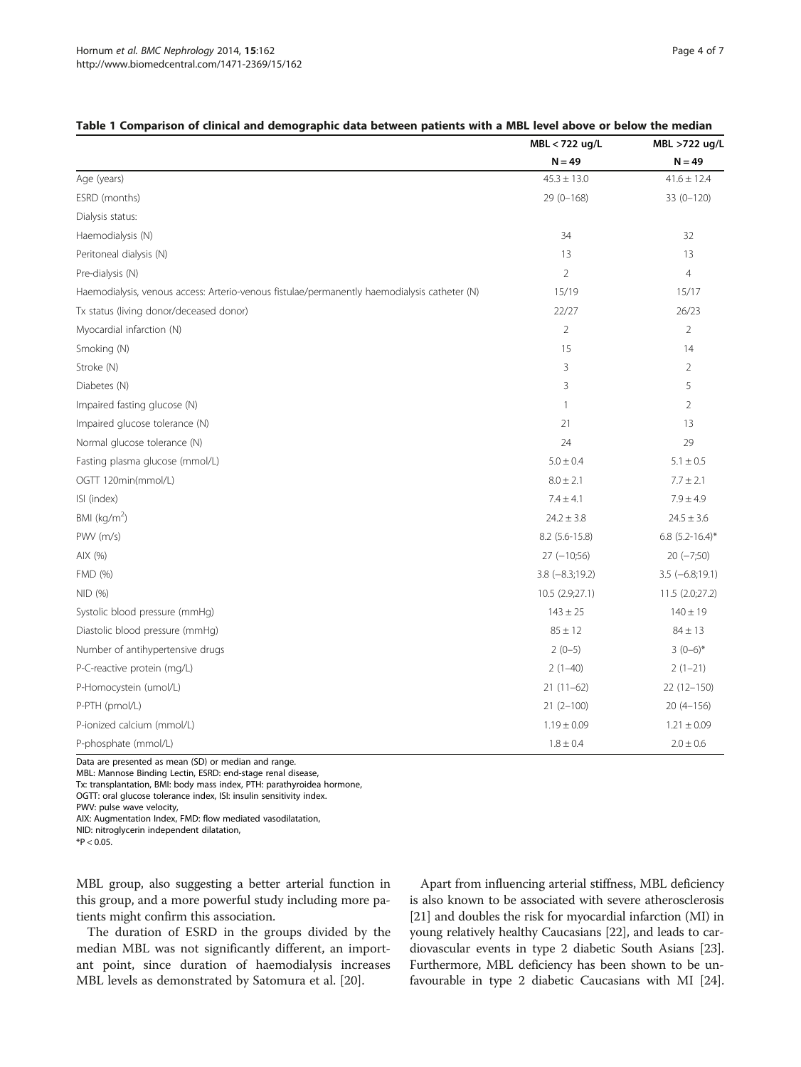**Table 1 Comparison of clinical and demographic data between patients with a MBL level above or below the median**

| | MBL < 722 ug/L | MBL >722 ug/L |
|---|---|---|
| | N = 49 | N = 49 |
| Age (years) | 45.3 ± 13.0 | 41.6 ± 12.4 |
| ESRD (months) | 29 (0–168) | 33 (0–120) |
| Dialysis status: | | |
| Haemodialysis (N) | 34 | 32 |
| Peritoneal dialysis (N) | 13 | 13 |
| Pre-dialysis (N) | 2 | 4 |
| Haemodialysis, venous access: Arterio-venous fistulae/permanently haemodialysis catheter (N) | 15/19 | 15/17 |
| Tx status (living donor/deceased donor) | 22/27 | 26/23 |
| Myocardial infarction (N) | 2 | 2 |
| Smoking (N) | 15 | 14 |
| Stroke (N) | 3 | 2 |
| Diabetes (N) | 3 | 5 |
| Impaired fasting glucose (N) | 1 | 2 |
| Impaired glucose tolerance (N) | 21 | 13 |
| Normal glucose tolerance (N) | 24 | 29 |
| Fasting plasma glucose (mmol/L) | 5.0 ± 0.4 | 5.1 ± 0.5 |
| OGTT 120min(mmol/L) | 8.0 ± 2.1 | 7.7 ± 2.1 |
| ISI (index) | 7.4 ± 4.1 | 7.9 ± 4.9 |
| BMI (kg/m$^2$) | 24.2 ± 3.8 | 24.5 ± 3.6 |
| PWV (m/s) | 8.2 (5.6-15.8) | 6.8 (5.2-16.4)* |
| AIX (%) | 27 (−10;56) | 20 (−7;50) |
| FMD (%) | 3.8 (−8.3;19.2) | 3.5 (−6.8;19.1) |
| NID (%) | 10.5 (2.9;27.1) | 11.5 (2.0;27.2) |
| Systolic blood pressure (mmHg) | 143 ± 25 | 140 ± 19 |
| Diastolic blood pressure (mmHg) | 85 ± 12 | 84 ± 13 |
| Number of antihypertensive drugs | 2 (0–5) | 3 (0–6)* |
| P-C-reactive protein (mg/L) | 2 (1–40) | 2 (1–21) |
| P-Homocystein (umol/L) | 21 (11–62) | 22 (12–150) |
| P-PTH (pmol/L) | 21 (2–100) | 20 (4–156) |
| P-ionized calcium (mmol/L) | 1.19 ± 0.09 | 1.21 ± 0.09 |
| P-phosphate (mmol/L) | 1.8 ± 0.4 | 2.0 ± 0.6 |

Data are presented as mean (SD) or median and range.
MBL: Mannose Binding Lectin, ESRD: end-stage renal disease,
Tx: transplantation, BMI: body mass index, PTH: parathyroidea hormone,
OGTT: oral glucose tolerance index, ISI: insulin sensitivity index.
PWV: pulse wave velocity,
AIX: Augmentation Index, FMD: flow mediated vasodilatation,
NID: nitroglycerin independent dilatation,
*$P < 0.05$.

MBL group, also suggesting a better arterial function in this group, and a more powerful study including more patients might confirm this association.

The duration of ESRD in the groups divided by the median MBL was not significantly different, an important point, since duration of haemodialysis increases MBL levels as demonstrated by Satomura et al. [20].

Apart from influencing arterial stiffness, MBL deficiency is also known to be associated with severe atherosclerosis [21] and doubles the risk for myocardial infarction (MI) in young relatively healthy Caucasians [22], and leads to cardiovascular events in type 2 diabetic South Asians [23]. Furthermore, MBL deficiency has been shown to be unfavourable in type 2 diabetic Caucasians with MI [24].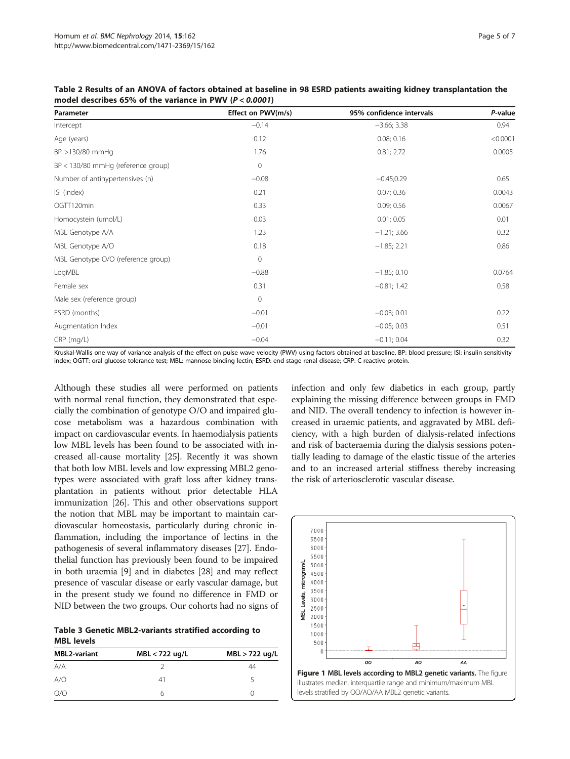**Table 2 Results of an ANOVA of factors obtained at baseline in 98 ESRD patients awaiting kidney transplantation the model describes 65% of the variance in PWV (*P < 0.0001*)**

| Parameter | Effect on PWV(m/s) | 95% confidence intervals | *P*-value |
|---|---|---|---|
| Intercept | −0.14 | −3.66; 3.38 | 0.94 |
| Age (years) | 0.12 | 0.08; 0.16 | <0.0001 |
| BP >130/80 mmHg | 1.76 | 0.81; 2.72 | 0.0005 |
| BP < 130/80 mmHg (reference group) | 0 | | |
| Number of antihypertensives (n) | −0.08 | −0.45;0.29 | 0.65 |
| ISI (index) | 0.21 | 0.07; 0.36 | 0.0043 |
| OGTT120min | 0.33 | 0.09; 0.56 | 0.0067 |
| Homocystein (umol/L) | 0.03 | 0.01; 0.05 | 0.01 |
| MBL Genotype A/A | 1.23 | −1.21; 3.66 | 0.32 |
| MBL Genotype A/O | 0.18 | −1.85; 2.21 | 0.86 |
| MBL Genotype O/O (reference group) | 0 | | |
| LogMBL | −0.88 | −1.85; 0.10 | 0.0764 |
| Female sex | 0.31 | −0.81; 1.42 | 0.58 |
| Male sex (reference group) | 0 | | |
| ESRD (months) | −0.01 | −0.03; 0.01 | 0.22 |
| Augmentation Index | −0.01 | −0.05; 0.03 | 0.51 |
| CRP (mg/L) | −0.04 | −0.11; 0.04 | 0.32 |

Kruskal-Wallis one way of variance analysis of the effect on pulse wave velocity (PWV) using factors obtained at baseline. BP: blood pressure; ISI: insulin sensitivity index; OGTT: oral glucose tolerance test; MBL: mannose-binding lectin; ESRD: end-stage renal disease; CRP: C-reactive protein.

Although these studies all were performed on patients with normal renal function, they demonstrated that especially the combination of genotype O/O and impaired glucose metabolism was a hazardous combination with impact on cardiovascular events. In haemodialysis patients low MBL levels has been found to be associated with increased all-cause mortality [25]. Recently it was shown that both low MBL levels and low expressing MBL2 genotypes were associated with graft loss after kidney transplantation in patients without prior detectable HLA immunization [26]. This and other observations support the notion that MBL may be important to maintain cardiovascular homeostasis, particularly during chronic inflammation, including the importance of lectins in the pathogenesis of several inflammatory diseases [27]. Endothelial function has previously been found to be impaired in both uraemia [9] and in diabetes [28] and may reflect presence of vascular disease or early vascular damage, but in the present study we found no difference in FMD or NID between the two groups. Our cohorts had no signs of infection and only few diabetics in each group, partly explaining the missing difference between groups in FMD and NID. The overall tendency to infection is however increased in uraemic patients, and aggravated by MBL deficiency, with a high burden of dialysis-related infections and risk of bacteraemia during the dialysis sessions potentially leading to damage of the elastic tissue of the arteries and to an increased arterial stiffness thereby increasing the risk of arteriosclerotic vascular disease.

**Table 3 Genetic MBL2-variants stratified according to MBL levels**

| MBL2-variant | MBL < 722 ug/L | MBL > 722 ug/L |
|---|---|---|
| A/A | 2 | 44 |
| A/O | 41 | 5 |
| O/O | 6 | 0 |

**Figure 1 MBL levels according to MBL2 genetic variants.** The figure illustrates median, interquartile range and minimum/maximum MBL levels stratified by OO/AO/AA MBL2 genetic variants.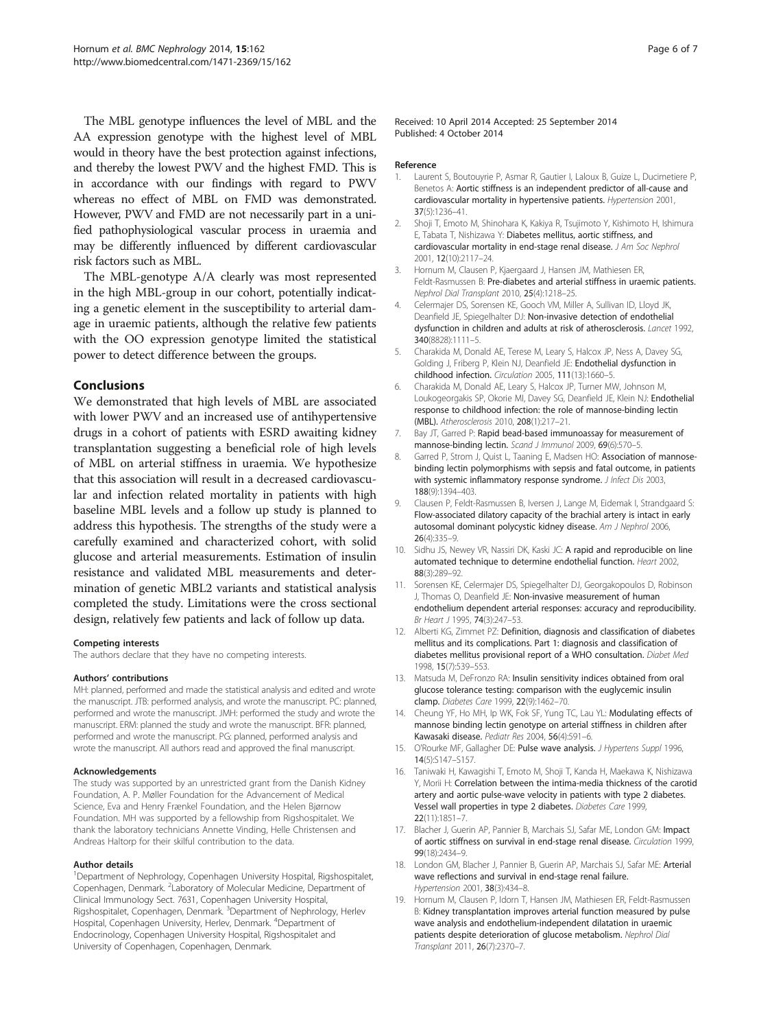The MBL genotype influences the level of MBL and the AA expression genotype with the highest level of MBL would in theory have the best protection against infections, and thereby the lowest PWV and the highest FMD. This is in accordance with our findings with regard to PWV whereas no effect of MBL on FMD was demonstrated. However, PWV and FMD are not necessarily part in a unified pathophysiological vascular process in uraemia and may be differently influenced by different cardiovascular risk factors such as MBL.

The MBL-genotype A/A clearly was most represented in the high MBL-group in our cohort, potentially indicating a genetic element in the susceptibility to arterial damage in uraemic patients, although the relative few patients with the OO expression genotype limited the statistical power to detect difference between the groups.

## Conclusions

We demonstrated that high levels of MBL are associated with lower PWV and an increased use of antihypertensive drugs in a cohort of patients with ESRD awaiting kidney transplantation suggesting a beneficial role of high levels of MBL on arterial stiffness in uraemia. We hypothesize that this association will result in a decreased cardiovascular and infection related mortality in patients with high baseline MBL levels and a follow up study is planned to address this hypothesis. The strengths of the study were a carefully examined and characterized cohort, with solid glucose and arterial measurements. Estimation of insulin resistance and validated MBL measurements and determination of genetic MBL2 variants and statistical analysis completed the study. Limitations were the cross sectional design, relatively few patients and lack of follow up data.

#### Competing interests

The authors declare that they have no competing interests.

#### Authors' contributions

MH: planned, performed and made the statistical analysis and edited and wrote the manuscript. JTB: performed analysis, and wrote the manuscript. PC: planned, performed and wrote the manuscript. JMH: performed the study and wrote the manuscript. ERM: planned the study and wrote the manuscript. BFR: planned, performed and wrote the manuscript. PG: planned, performed analysis and wrote the manuscript. All authors read and approved the final manuscript.

#### Acknowledgements

The study was supported by an unrestricted grant from the Danish Kidney Foundation, A. P. Møller Foundation for the Advancement of Medical Science, Eva and Henry Frænkel Foundation, and the Helen Bjørnow Foundation. MH was supported by a fellowship from Rigshospitalet. We thank the laboratory technicians Annette Vinding, Helle Christensen and Andreas Haltorp for their skilful contribution to the data.

#### Author details

[1]Department of Nephrology, Copenhagen University Hospital, Rigshospitalet, Copenhagen, Denmark. [2]Laboratory of Molecular Medicine, Department of Clinical Immunology Sect. 7631, Copenhagen University Hospital, Rigshospitalet, Copenhagen, Denmark. [3]Department of Nephrology, Herlev Hospital, Copenhagen University, Herlev, Denmark. [4]Department of Endocrinology, Copenhagen University Hospital, Rigshospitalet and University of Copenhagen, Copenhagen, Denmark.

Received: 10 April 2014 Accepted: 25 September 2014
Published: 4 October 2014

#### Reference

1. Laurent S, Boutouyrie P, Asmar R, Gautier I, Laloux B, Guize L, Ducimetiere P, Benetos A: Aortic stiffness is an independent predictor of all-cause and cardiovascular mortality in hypertensive patients. *Hypertension* 2001, 37(5):1236–41.
2. Shoji T, Emoto M, Shinohara K, Kakiya R, Tsujimoto Y, Kishimoto H, Ishimura E, Tabata T, Nishizawa Y: Diabetes mellitus, aortic stiffness, and cardiovascular mortality in end-stage renal disease. *J Am Soc Nephrol* 2001, 12(10):2117–24.
3. Hornum M, Clausen P, Kjaergaard J, Hansen JM, Mathiesen ER, Feldt-Rasmussen B: Pre-diabetes and arterial stiffness in uraemic patients. *Nephrol Dial Transplant* 2010, 25(4):1218–25.
4. Celermajer DS, Sorensen KE, Gooch VM, Miller A, Sullivan ID, Lloyd JK, Deanfield JE, Spiegelhalter DJ: Non-invasive detection of endothelial dysfunction in children and adults at risk of atherosclerosis. *Lancet* 1992, 340(8828):1111–5.
5. Charakida M, Donald AE, Terese M, Leary S, Halcox JP, Ness A, Davey SG, Golding J, Friberg P, Klein NJ, Deanfield JE: Endothelial dysfunction in childhood infection. *Circulation* 2005, 111(13):1660–5.
6. Charakida M, Donald AE, Leary S, Halcox JP, Turner MW, Johnson M, Loukogeorgakis SP, Okorie MI, Davey SG, Deanfield JE, Klein NJ: Endothelial response to childhood infection: the role of mannose-binding lectin (MBL). *Atherosclerosis* 2010, 208(1):217–21.
7. Bay JT, Garred P: Rapid bead-based immunoassay for measurement of mannose-binding lectin. *Scand J Immunol* 2009, 69(6):570–5.
8. Garred P, Strom J, Quist L, Taaning E, Madsen HO: Association of mannose-binding lectin polymorphisms with sepsis and fatal outcome, in patients with systemic inflammatory response syndrome. *J Infect Dis* 2003, 188(9):1394–403.
9. Clausen P, Feldt-Rasmussen B, Iversen J, Lange M, Eidemak I, Strandgaard S: Flow-associated dilatory capacity of the brachial artery is intact in early autosomal dominant polycystic kidney disease. *Am J Nephrol* 2006, 26(4):335–9.
10. Sidhu JS, Newey VR, Nassiri DK, Kaski JC: A rapid and reproducible on line automated technique to determine endothelial function. *Heart* 2002, 88(3):289–92.
11. Sorensen KE, Celermajer DS, Spiegelhalter DJ, Georgakopoulos D, Robinson J, Thomas O, Deanfield JE: Non-invasive measurement of human endothelium dependent arterial responses: accuracy and reproducibility. *Br Heart J* 1995, 74(3):247–53.
12. Alberti KG, Zimmet PZ: Definition, diagnosis and classification of diabetes mellitus and its complications. Part 1: diagnosis and classification of diabetes mellitus provisional report of a WHO consultation. *Diabet Med* 1998, 15(7):539–553.
13. Matsuda M, DeFronzo RA: Insulin sensitivity indices obtained from oral glucose tolerance testing: comparison with the euglycemic insulin clamp. *Diabetes Care* 1999, 22(9):1462–70.
14. Cheung YF, Ho MH, Ip WK, Fok SF, Yung TC, Lau YL: Modulating effects of mannose binding lectin genotype on arterial stiffness in children after Kawasaki disease. *Pediatr Res* 2004, 56(4):591–6.
15. O'Rourke MF, Gallagher DE: Pulse wave analysis. *J Hypertens Suppl* 1996, 14(5):S147–S157.
16. Taniwaki H, Kawagishi T, Emoto M, Shoji T, Kanda H, Maekawa K, Nishizawa Y, Morii H: Correlation between the intima-media thickness of the carotid artery and aortic pulse-wave velocity in patients with type 2 diabetes. Vessel wall properties in type 2 diabetes. *Diabetes Care* 1999, 22(11):1851–7.
17. Blacher J, Guerin AP, Pannier B, Marchais SJ, Safar ME, London GM: Impact of aortic stiffness on survival in end-stage renal disease. *Circulation* 1999, 99(18):2434–9.
18. London GM, Blacher J, Pannier B, Guerin AP, Marchais SJ, Safar ME: Arterial wave reflections and survival in end-stage renal failure. *Hypertension* 2001, 38(3):434–8.
19. Hornum M, Clausen P, Idorn T, Hansen JM, Mathiesen ER, Feldt-Rasmussen B: Kidney transplantation improves arterial function measured by pulse wave analysis and endothelium-independent dilatation in uraemic patients despite deterioration of glucose metabolism. *Nephrol Dial Transplant* 2011, 26(7):2370–7.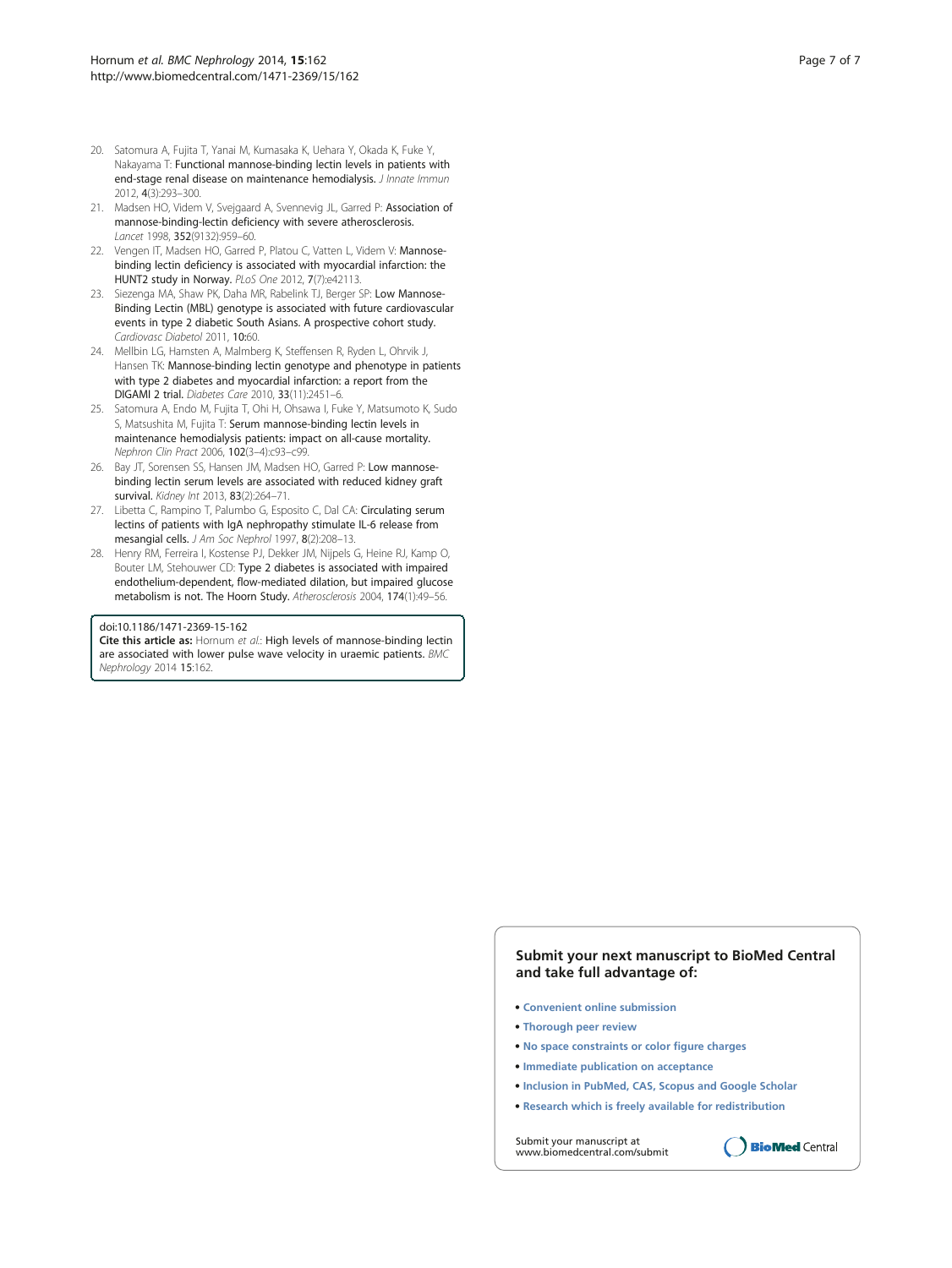20. Satomura A, Fujita T, Yanai M, Kumasaka K, Uehara Y, Okada K, Fuke Y, Nakayama T: **Functional mannose-binding lectin levels in patients with end-stage renal disease on maintenance hemodialysis.** *J Innate Immun* 2012, **4**(3):293–300.
21. Madsen HO, Videm V, Svejgaard A, Svennevig JL, Garred P: **Association of mannose-binding-lectin deficiency with severe atherosclerosis.** *Lancet* 1998, **352**(9132):959–60.
22. Vengen IT, Madsen HO, Garred P, Platou C, Vatten L, Videm V: **Mannose-binding lectin deficiency is associated with myocardial infarction: the HUNT2 study in Norway.** *PLoS One* 2012, **7**(7):e42113.
23. Siezenga MA, Shaw PK, Daha MR, Rabelink TJ, Berger SP: **Low Mannose-Binding Lectin (MBL) genotype is associated with future cardiovascular events in type 2 diabetic South Asians. A prospective cohort study.** *Cardiovasc Diabetol* 2011, **10:**60.
24. Mellbin LG, Hamsten A, Malmberg K, Steffensen R, Ryden L, Ohrvik J, Hansen TK: **Mannose-binding lectin genotype and phenotype in patients with type 2 diabetes and myocardial infarction: a report from the DIGAMI 2 trial.** *Diabetes Care* 2010, **33**(11):2451–6.
25. Satomura A, Endo M, Fujita T, Ohi H, Ohsawa I, Fuke Y, Matsumoto K, Sudo S, Matsushita M, Fujita T: **Serum mannose-binding lectin levels in maintenance hemodialysis patients: impact on all-cause mortality.** *Nephron Clin Pract* 2006, **102**(3–4):c93–c99.
26. Bay JT, Sorensen SS, Hansen JM, Madsen HO, Garred P: **Low mannose-binding lectin serum levels are associated with reduced kidney graft survival.** *Kidney Int* 2013, **83**(2):264–71.
27. Libetta C, Rampino T, Palumbo G, Esposito C, Dal CA: **Circulating serum lectins of patients with IgA nephropathy stimulate IL-6 release from mesangial cells.** *J Am Soc Nephrol* 1997, **8**(2):208–13.
28. Henry RM, Ferreira I, Kostense PJ, Dekker JM, Nijpels G, Heine RJ, Kamp O, Bouter LM, Stehouwer CD: **Type 2 diabetes is associated with impaired endothelium-dependent, flow-mediated dilation, but impaired glucose metabolism is not. The Hoorn Study.** *Atherosclerosis* 2004, **174**(1):49–56.

doi:10.1186/1471-2369-15-162

**Cite this article as:** Hornum *et al.*: High levels of mannose-binding lectin are associated with lower pulse wave velocity in uraemic patients. *BMC Nephrology* 2014 **15**:162.

**Submit your next manuscript to BioMed Central and take full advantage of:**

- Convenient online submission
- Thorough peer review
- No space constraints or color figure charges
- Immediate publication on acceptance
- Inclusion in PubMed, CAS, Scopus and Google Scholar
- Research which is freely available for redistribution

Submit your manuscript at
www.biomedcentral.com/submit

BioMed Central